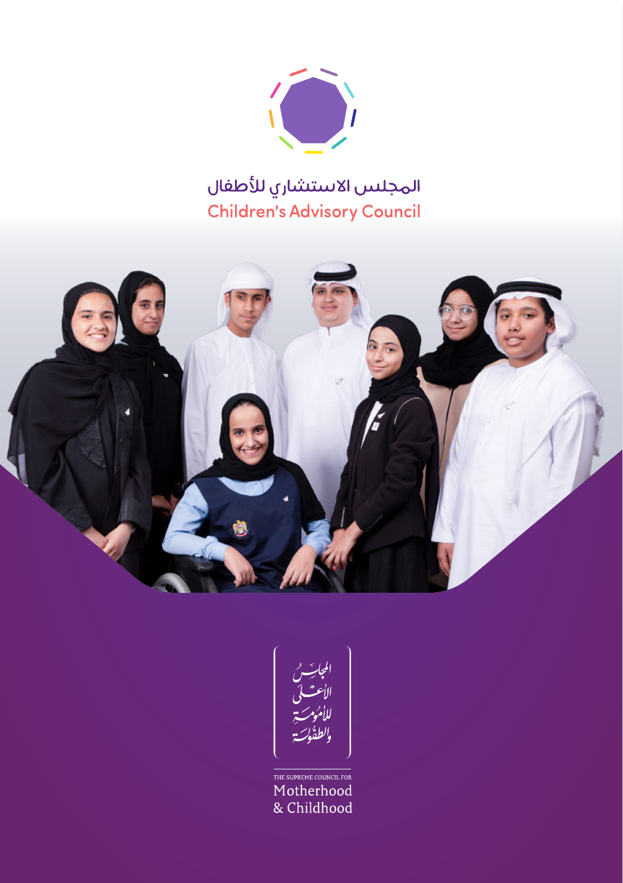# المجلس الاستشاري للأطفال

# Children's Advisory Council

المجلس الأعلى للأمومة والطفولة

THE SUPREME COUNCIL FOR

Motherhood & Childhood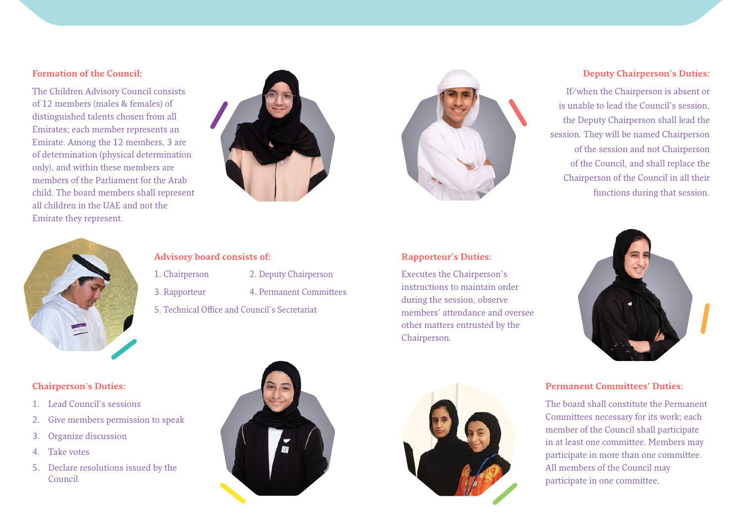## Formation of the Council:

The Children Advisory Council consists of 12 members (males & females) of distinguished talents chosen from all Emirates; each member represents an Emirate. Among the 12 members, 3 are of determination (physical determination only), and within these members are members of the Parliament for the Arab child. The board members shall represent all children in the UAE and not the Emirate they represent.

## Deputy Chairperson's Duties:

If/when the Chairperson is absent or is unable to lead the Council's session, the Deputy Chairperson shall lead the session. They will be named Chairperson of the session and not Chairperson of the Council, and shall replace the Chairperson of the Council in all their functions during that session.

## Advisory board consists of:

1. Chairperson
2. Deputy Chairperson
3. Rapporteur
4. Permanent Committees
5. Technical Office and Council's Secretariat

## Rapporteur's Duties:

Executes the Chairperson's instructions to maintain order during the session, observe members' attendance and oversee other matters entrusted by the Chairperson.

## Chairperson's Duties:

1. Lead Council's sessions
2. Give members permission to speak
3. Organize discussion
4. Take votes
5. Declare resolutions issued by the Council

## Permanent Committees' Duties:

The board shall constitute the Permanent Committees necessary for its work; each member of the Council shall participate in at least one committee. Members may participate in more than one committee. All members of the Council may participate in one committee.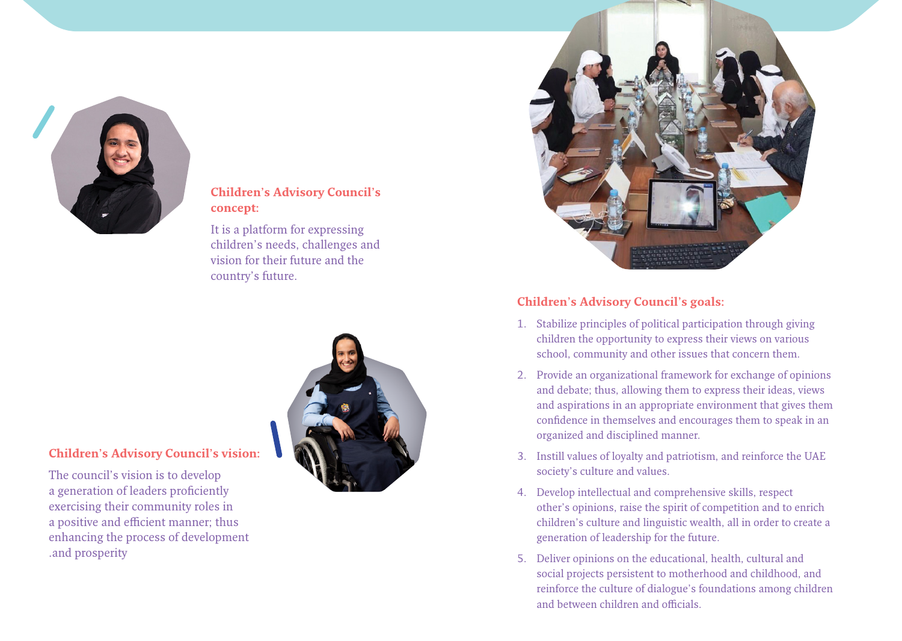## Children's Advisory Council's concept:

It is a platform for expressing children's needs, challenges and vision for their future and the country's future.

## Children's Advisory Council's vision:

The council's vision is to develop a generation of leaders proficiently exercising their community roles in a positive and efficient manner; thus enhancing the process of development .and prosperity

## Children's Advisory Council's goals:

1. Stabilize principles of political participation through giving children the opportunity to express their views on various school, community and other issues that concern them.
2. Provide an organizational framework for exchange of opinions and debate; thus, allowing them to express their ideas, views and aspirations in an appropriate environment that gives them confidence in themselves and encourages them to speak in an organized and disciplined manner.
3. Instill values of loyalty and patriotism, and reinforce the UAE society's culture and values.
4. Develop intellectual and comprehensive skills, respect other's opinions, raise the spirit of competition and to enrich children's culture and linguistic wealth, all in order to create a generation of leadership for the future.
5. Deliver opinions on the educational, health, cultural and social projects persistent to motherhood and childhood, and reinforce the culture of dialogue's foundations among children and between children and officials.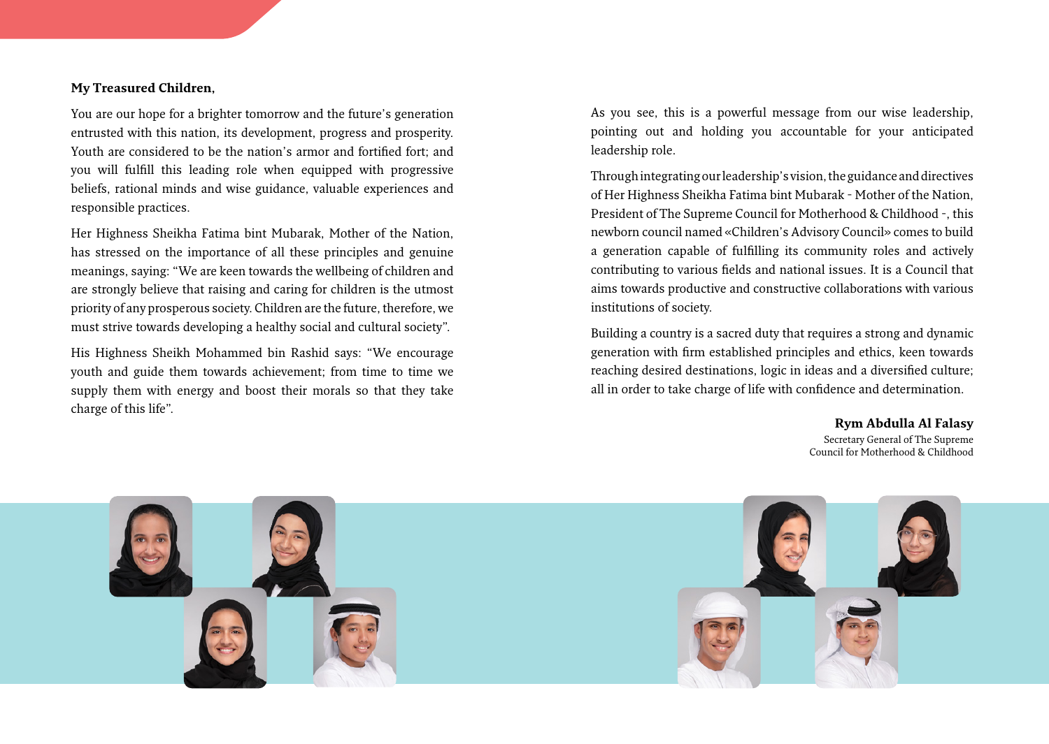**My Treasured Children,**

You are our hope for a brighter tomorrow and the future's generation entrusted with this nation, its development, progress and prosperity. Youth are considered to be the nation's armor and fortified fort; and you will fulfill this leading role when equipped with progressive beliefs, rational minds and wise guidance, valuable experiences and responsible practices.

Her Highness Sheikha Fatima bint Mubarak, Mother of the Nation, has stressed on the importance of all these principles and genuine meanings, saying: "We are keen towards the wellbeing of children and are strongly believe that raising and caring for children is the utmost priority of any prosperous society. Children are the future, therefore, we must strive towards developing a healthy social and cultural society".

His Highness Sheikh Mohammed bin Rashid says: "We encourage youth and guide them towards achievement; from time to time we supply them with energy and boost their morals so that they take charge of this life".

As you see, this is a powerful message from our wise leadership, pointing out and holding you accountable for your anticipated leadership role.

Through integrating our leadership's vision, the guidance and directives of Her Highness Sheikha Fatima bint Mubarak - Mother of the Nation, President of The Supreme Council for Motherhood & Childhood -, this newborn council named «Children's Advisory Council» comes to build a generation capable of fulfilling its community roles and actively contributing to various fields and national issues. It is a Council that aims towards productive and constructive collaborations with various institutions of society.

Building a country is a sacred duty that requires a strong and dynamic generation with firm established principles and ethics, keen towards reaching desired destinations, logic in ideas and a diversified culture; all in order to take charge of life with confidence and determination.

**Rym Abdulla Al Falasy**
Secretary General of The Supreme Council for Motherhood & Childhood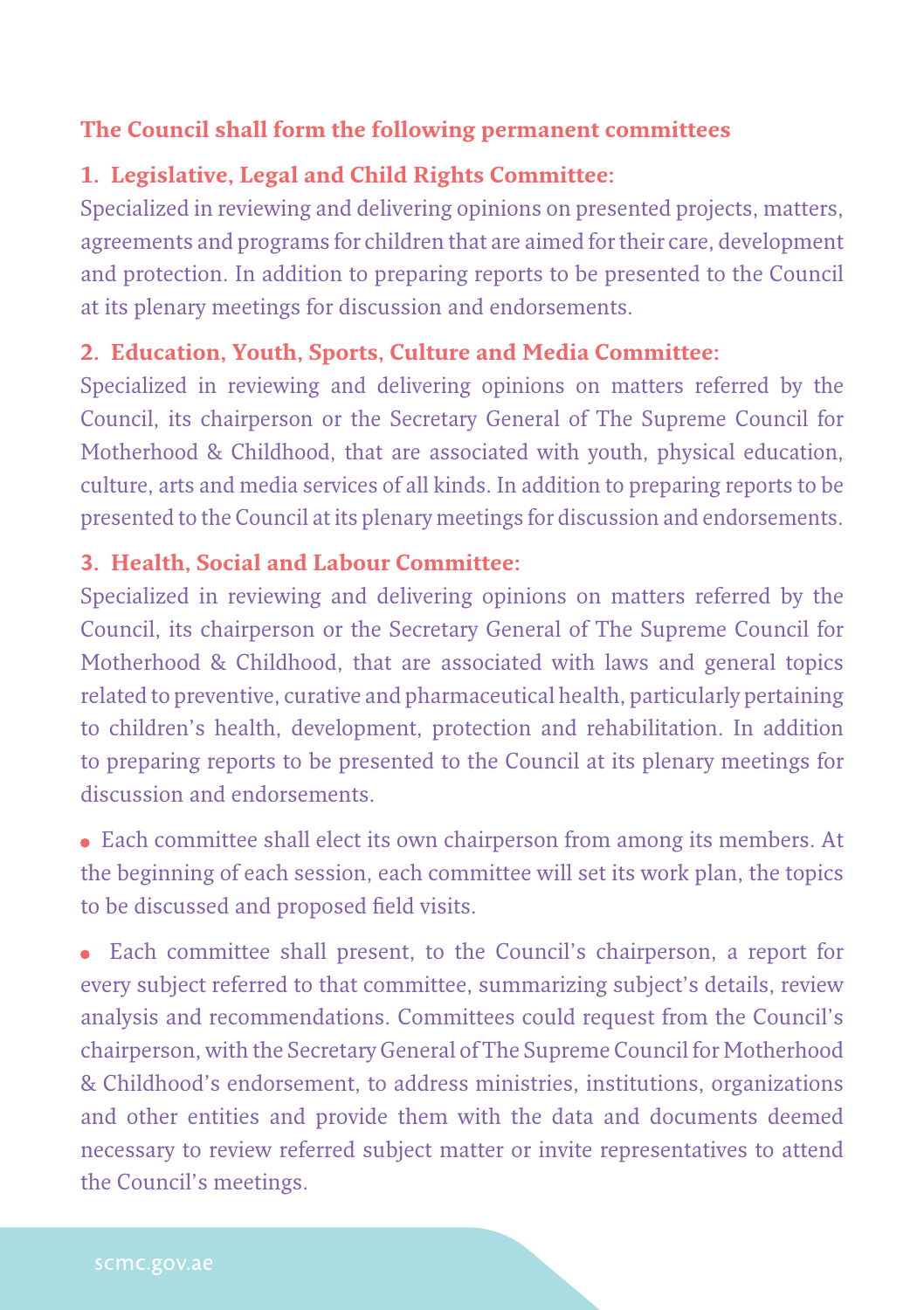**The Council shall form the following permanent committees**

**1. Legislative, Legal and Child Rights Committee:**

Specialized in reviewing and delivering opinions on presented projects, matters, agreements and programs for children that are aimed for their care, development and protection. In addition to preparing reports to be presented to the Council at its plenary meetings for discussion and endorsements.

**2. Education, Youth, Sports, Culture and Media Committee:**

Specialized in reviewing and delivering opinions on matters referred by the Council, its chairperson or the Secretary General of The Supreme Council for Motherhood & Childhood, that are associated with youth, physical education, culture, arts and media services of all kinds. In addition to preparing reports to be presented to the Council at its plenary meetings for discussion and endorsements.

**3. Health, Social and Labour Committee:**

Specialized in reviewing and delivering opinions on matters referred by the Council, its chairperson or the Secretary General of The Supreme Council for Motherhood & Childhood, that are associated with laws and general topics related to preventive, curative and pharmaceutical health, particularly pertaining to children's health, development, protection and rehabilitation. In addition to preparing reports to be presented to the Council at its plenary meetings for discussion and endorsements.

- Each committee shall elect its own chairperson from among its members. At the beginning of each session, each committee will set its work plan, the topics to be discussed and proposed field visits.

- Each committee shall present, to the Council's chairperson, a report for every subject referred to that committee, summarizing subject's details, review analysis and recommendations. Committees could request from the Council's chairperson, with the Secretary General of The Supreme Council for Motherhood & Childhood's endorsement, to address ministries, institutions, organizations and other entities and provide them with the data and documents deemed necessary to review referred subject matter or invite representatives to attend the Council's meetings.